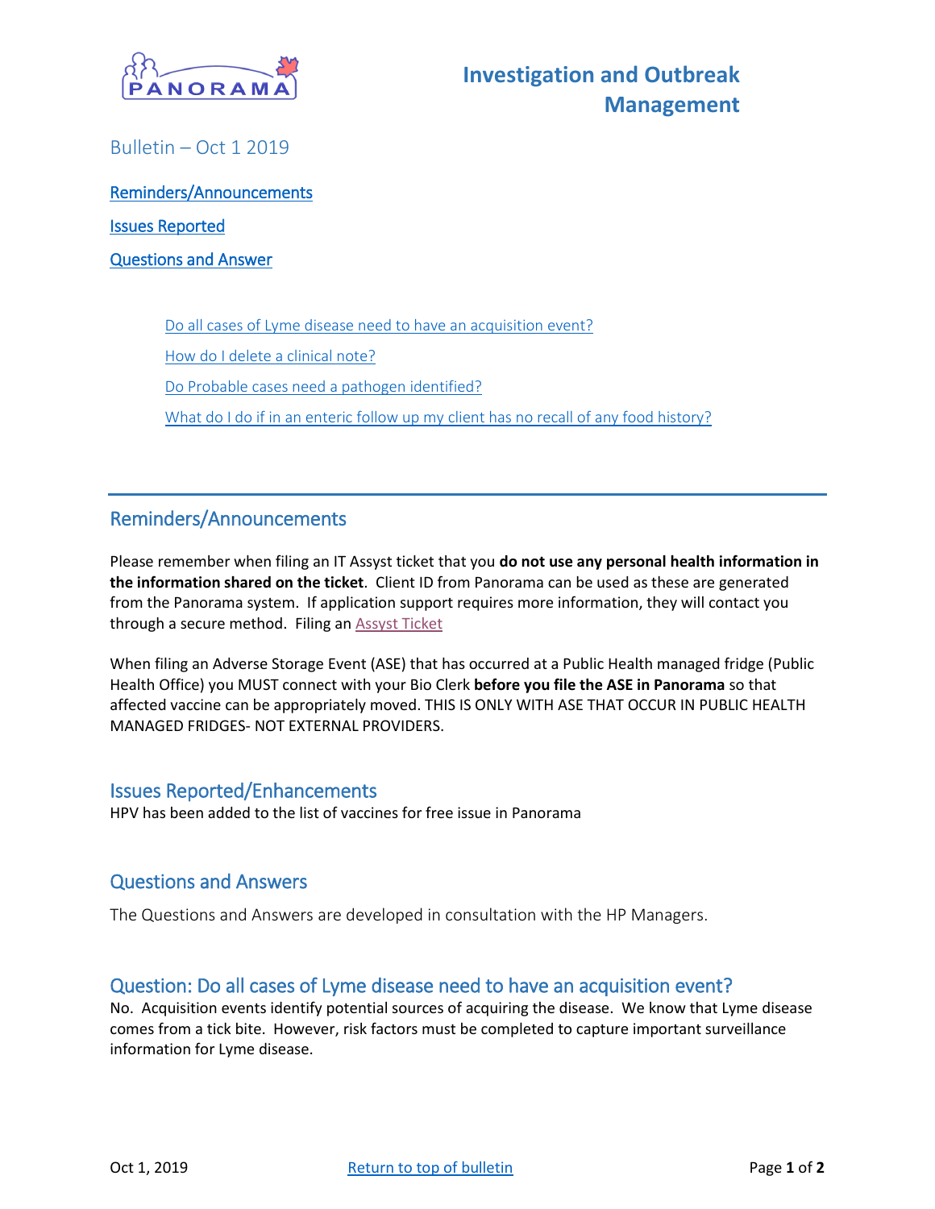# Investigation and Outbreak Management

Bulletin – Oct 1 2019

[Reminders/Announcements](#)

[Issues Reported](#)

[Questions and Answer](#)

- [Do all cases of Lyme disease need to have an acquisition event?](#)
- [How do I delete a clinical note?](#)
- [Do Probable cases need a pathogen identified?](#)
- [What do I do if in an enteric follow up my client has no recall of any food history?](#)

---

## Reminders/Announcements

Please remember when filing an IT Assyst ticket that you **do not use any personal health information in the information shared on the ticket**. Client ID from Panorama can be used as these are generated from the Panorama system. If application support requires more information, they will contact you through a secure method. Filing an [Assyst Ticket](#)

When filing an Adverse Storage Event (ASE) that has occurred at a Public Health managed fridge (Public Health Office) you MUST connect with your Bio Clerk **before you file the ASE in Panorama** so that affected vaccine can be appropriately moved. THIS IS ONLY WITH ASE THAT OCCUR IN PUBLIC HEALTH MANAGED FRIDGES- NOT EXTERNAL PROVIDERS.

## Issues Reported/Enhancements

HPV has been added to the list of vaccines for free issue in Panorama

## Questions and Answers

The Questions and Answers are developed in consultation with the HP Managers.

### Question: Do all cases of Lyme disease need to have an acquisition event?

No. Acquisition events identify potential sources of acquiring the disease. We know that Lyme disease comes from a tick bite. However, risk factors must be completed to capture important surveillance information for Lyme disease.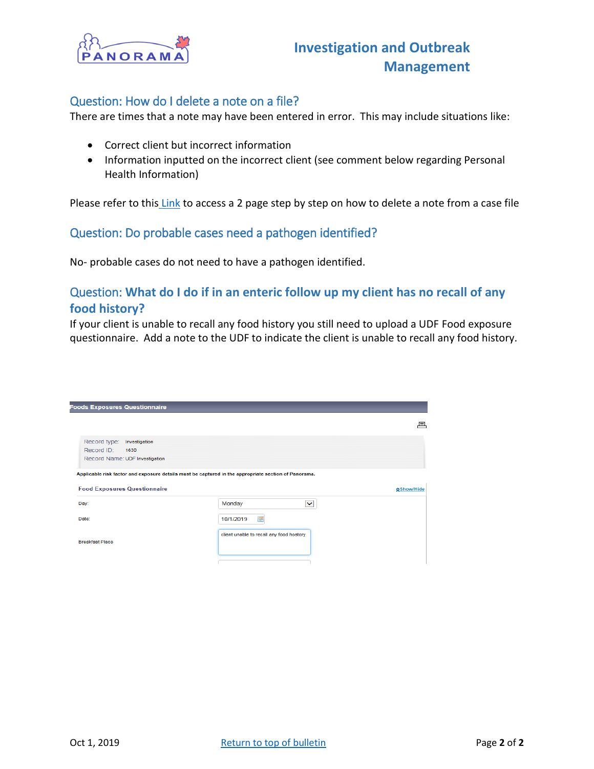## Question: How do I delete a note on a file?

There are times that a note may have been entered in error. This may include situations like:

- Correct client but incorrect information
- Information inputted on the incorrect client (see comment below regarding Personal Health Information)

Please refer to this Link to access a 2 page step by step on how to delete a note from a case file

## Question: Do probable cases need a pathogen identified?

No- probable cases do not need to have a pathogen identified.

## Question: **What do I do if in an enteric follow up my client has no recall of any food history?**

If your client is unable to recall any food history you still need to upload a UDF Food exposure questionnaire. Add a note to the UDF to indicate the client is unable to recall any food history.

Foods Exposures Questionnaire

Record type: Investigation
Record ID: 1630
Record Name: UDF Investigation

Applicable risk factor and exposure details must be captured in the appropriate section of Panorama.

Food Exposures Questionnaire

Show/Hide

Day: Monday

Date: 10/1/2019

Breakfast Place: client unable to recall any food hostory